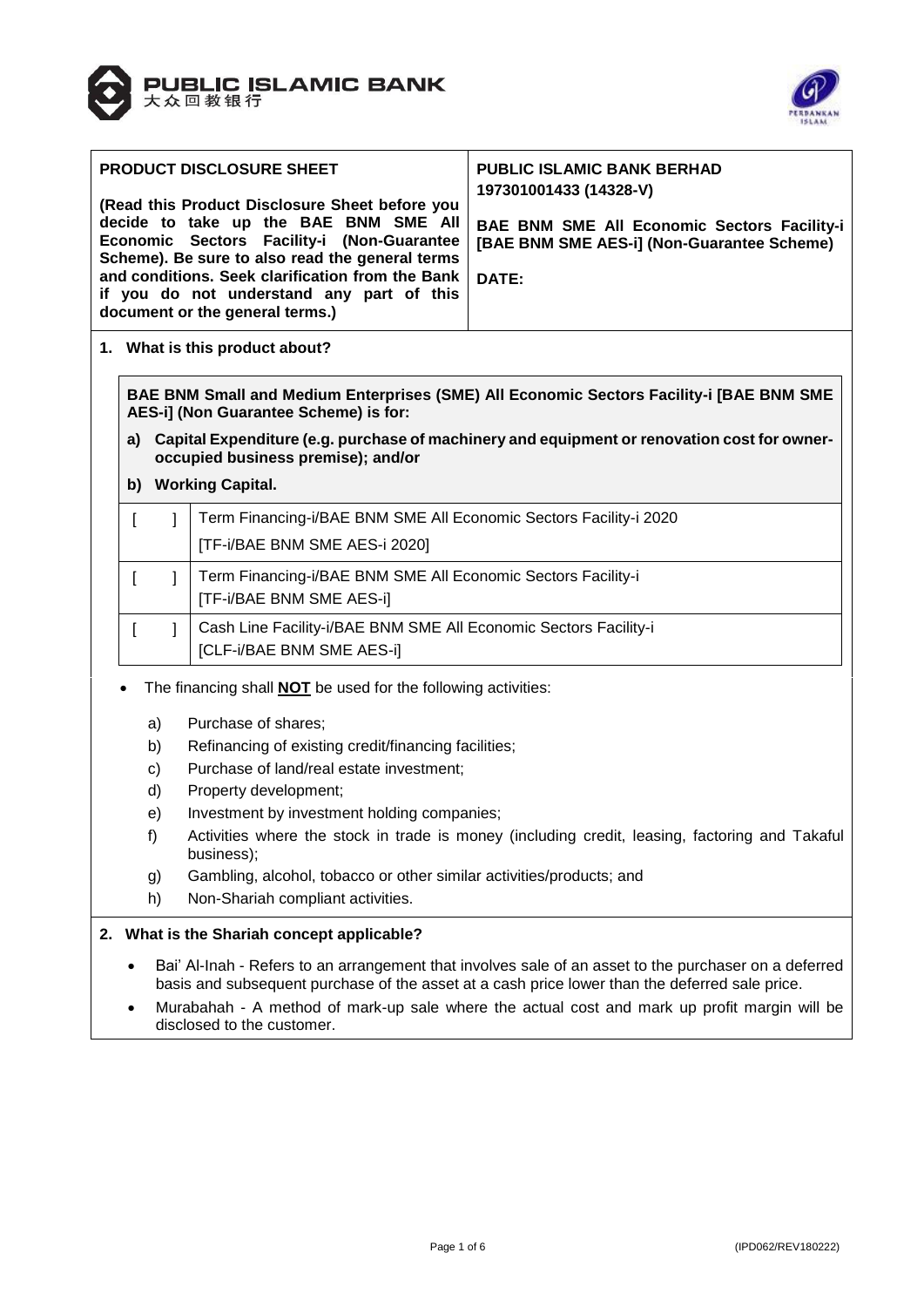**PUBLIC ISLAMIC BANK**
大众回教银行

| **PRODUCT DISCLOSURE SHEET**<br><br>**(Read this Product Disclosure Sheet before you decide to take up the BAE BNM SME All Economic Sectors Facility-i (Non-Guarantee Scheme). Be sure to also read the general terms and conditions. Seek clarification from the Bank if you do not understand any part of this document or the general terms.)** | **PUBLIC ISLAMIC BANK BERHAD**<br>**197301001433 (14328-V)**<br><br>**BAE BNM SME All Economic Sectors Facility-i [BAE BNM SME AES-i] (Non-Guarantee Scheme)**<br><br>**DATE:** |
|---|---|

## 1. What is this product about?

**BAE BNM Small and Medium Enterprises (SME) All Economic Sectors Facility-i [BAE BNM SME AES-i] (Non Guarantee Scheme) is for:**

**a) Capital Expenditure (e.g. purchase of machinery and equipment or renovation cost for owner-occupied business premise); and/or**

**b) Working Capital.**

| | |
|---|---|
| [ ] | Term Financing-i/BAE BNM SME All Economic Sectors Facility-i 2020<br>[TF-i/BAE BNM SME AES-i 2020] |
| [ ] | Term Financing-i/BAE BNM SME All Economic Sectors Facility-i<br>[TF-i/BAE BNM SME AES-i] |
| [ ] | Cash Line Facility-i/BAE BNM SME All Economic Sectors Facility-i<br>[CLF-i/BAE BNM SME AES-i] |

- The financing shall **NOT** be used for the following activities:
  - a) Purchase of shares;
  - b) Refinancing of existing credit/financing facilities;
  - c) Purchase of land/real estate investment;
  - d) Property development;
  - e) Investment by investment holding companies;
  - f) Activities where the stock in trade is money (including credit, leasing, factoring and Takaful business);
  - g) Gambling, alcohol, tobacco or other similar activities/products; and
  - h) Non-Shariah compliant activities.

## 2. What is the Shariah concept applicable?

- Bai' Al-Inah - Refers to an arrangement that involves sale of an asset to the purchaser on a deferred basis and subsequent purchase of the asset at a cash price lower than the deferred sale price.
- Murabahah - A method of mark-up sale where the actual cost and mark up profit margin will be disclosed to the customer.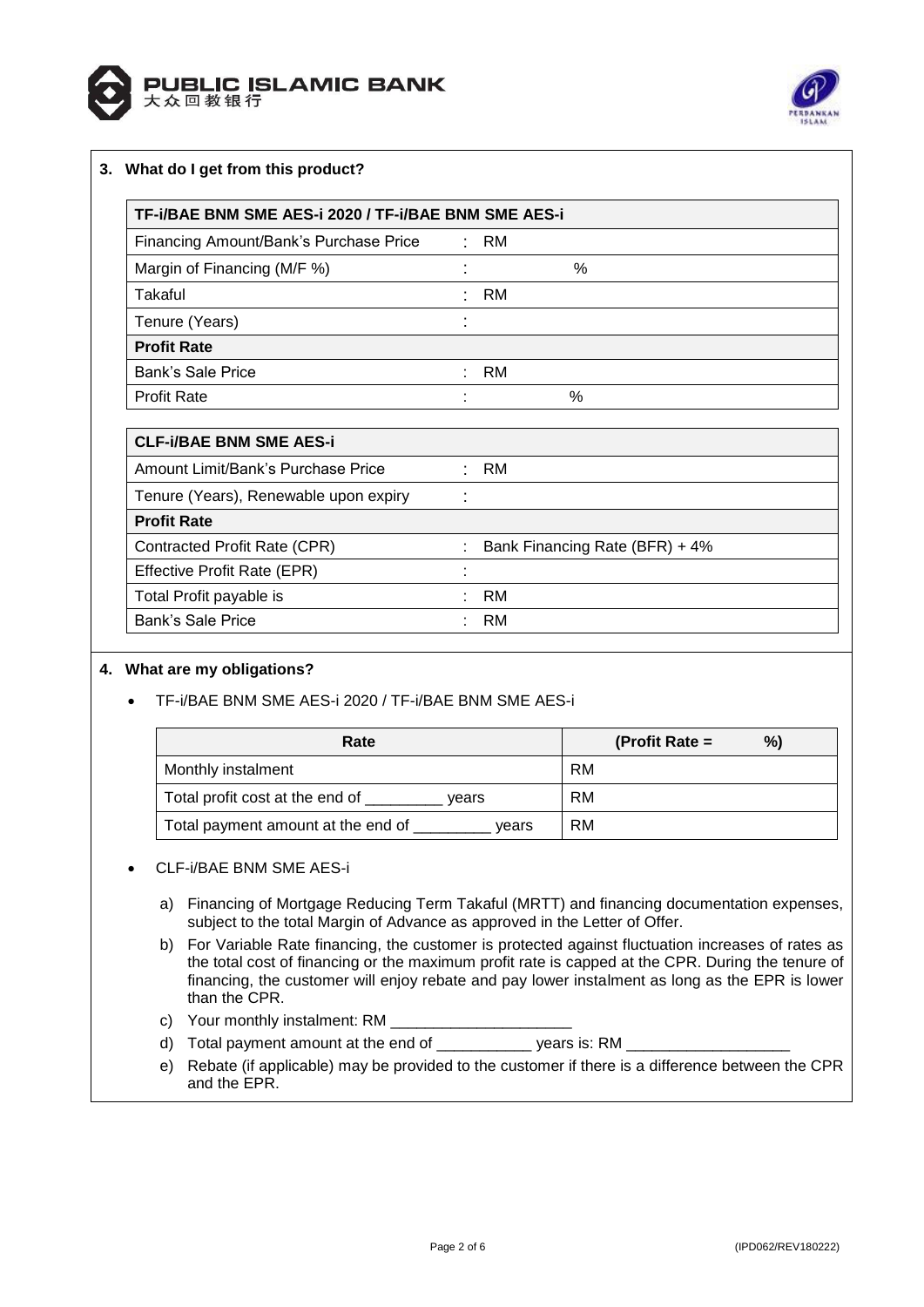## 3. What do I get from this product?

| TF-i/BAE BNM SME AES-i 2020 / TF-i/BAE BNM SME AES-i | | |
|---|---|---|
| Financing Amount/Bank's Purchase Price | : | RM |
| Margin of Financing (M/F %) | : | % |
| Takaful | : | RM |
| Tenure (Years) | : | |
| **Profit Rate** | | |
| Bank's Sale Price | : | RM |
| Profit Rate | : | % |

| CLF-i/BAE BNM SME AES-i | | |
|---|---|---|
| Amount Limit/Bank's Purchase Price | : | RM |
| Tenure (Years), Renewable upon expiry | : | |
| **Profit Rate** | | |
| Contracted Profit Rate (CPR) | : | Bank Financing Rate (BFR) + 4% |
| Effective Profit Rate (EPR) | : | |
| Total Profit payable is | : | RM |
| Bank's Sale Price | : | RM |

## 4. What are my obligations?

- TF-i/BAE BNM SME AES-i 2020 / TF-i/BAE BNM SME AES-i

| Rate | (Profit Rate = %) |
|---|---|
| Monthly instalment | RM |
| Total profit cost at the end of _________ years | RM |
| Total payment amount at the end of _________ years | RM |

- CLF-i/BAE BNM SME AES-i

  a) Financing of Mortgage Reducing Term Takaful (MRTT) and financing documentation expenses, subject to the total Margin of Advance as approved in the Letter of Offer.

  b) For Variable Rate financing, the customer is protected against fluctuation increases of rates as the total cost of financing or the maximum profit rate is capped at the CPR. During the tenure of financing, the customer will enjoy rebate and pay lower instalment as long as the EPR is lower than the CPR.

  c) Your monthly instalment: RM _____________________

  d) Total payment amount at the end of ___________ years is: RM ___________________

  e) Rebate (if applicable) may be provided to the customer if there is a difference between the CPR and the EPR.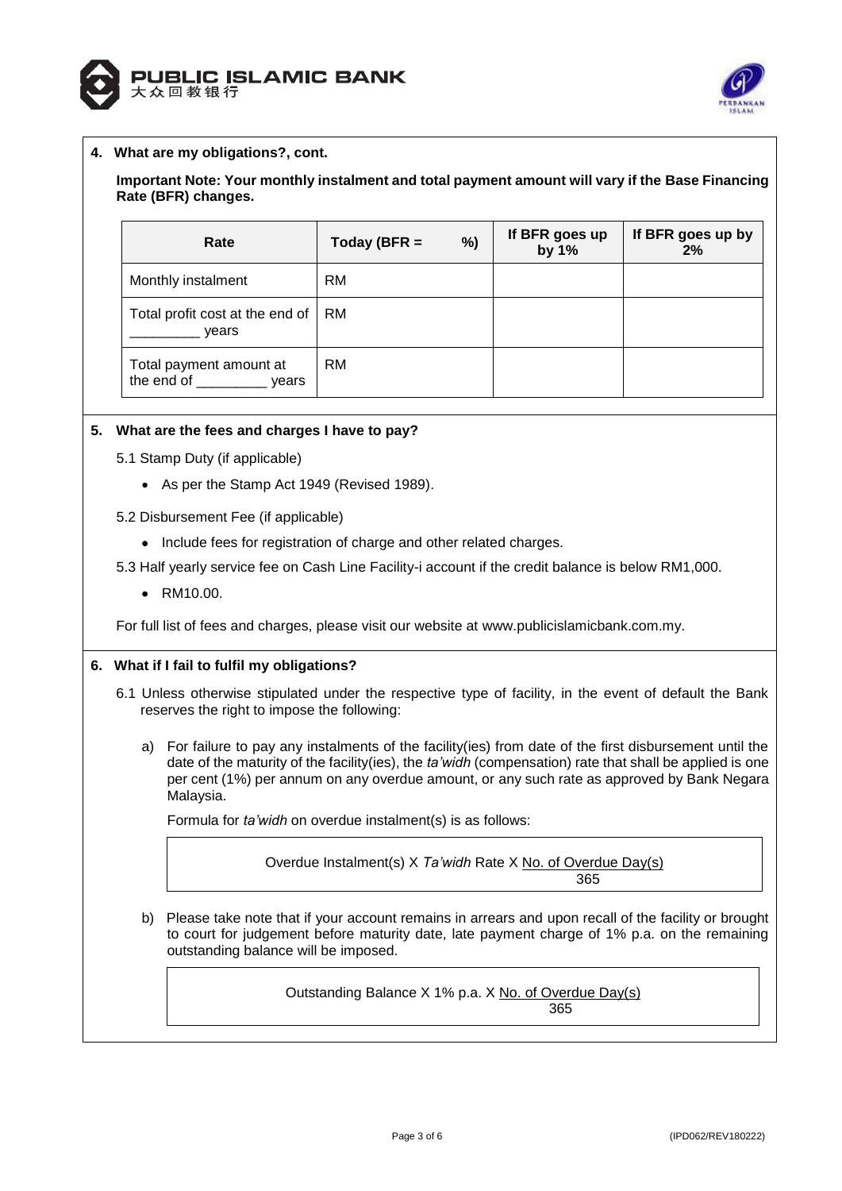**4. What are my obligations?, cont.**

**Important Note: Your monthly instalment and total payment amount will vary if the Base Financing Rate (BFR) changes.**

| Rate | Today (BFR = %) | If BFR goes up by 1% | If BFR goes up by 2% |
|---|---|---|---|
| Monthly instalment | RM | | |
| Total profit cost at the end of _________ years | RM | | |
| Total payment amount at the end of _________ years | RM | | |

**5. What are the fees and charges I have to pay?**

5.1 Stamp Duty (if applicable)

- As per the Stamp Act 1949 (Revised 1989).

5.2 Disbursement Fee (if applicable)

- Include fees for registration of charge and other related charges.

5.3 Half yearly service fee on Cash Line Facility-i account if the credit balance is below RM1,000.

- RM10.00.

For full list of fees and charges, please visit our website at www.publicislamicbank.com.my.

**6. What if I fail to fulfil my obligations?**

6.1 Unless otherwise stipulated under the respective type of facility, in the event of default the Bank reserves the right to impose the following:

a) For failure to pay any instalments of the facility(ies) from date of the first disbursement until the date of the maturity of the facility(ies), the *ta'widh* (compensation) rate that shall be applied is one per cent (1%) per annum on any overdue amount, or any such rate as approved by Bank Negara Malaysia.

Formula for *ta'widh* on overdue instalment(s) is as follows:

$$\text{Overdue Instalment(s)} \times \textit{Ta'widh} \text{ Rate} \times \frac{\text{No. of Overdue Day(s)}}{365}$$

b) Please take note that if your account remains in arrears and upon recall of the facility or brought to court for judgement before maturity date, late payment charge of 1% p.a. on the remaining outstanding balance will be imposed.

$$\text{Outstanding Balance} \times 1\% \text{ p.a.} \times \frac{\text{No. of Overdue Day(s)}}{365}$$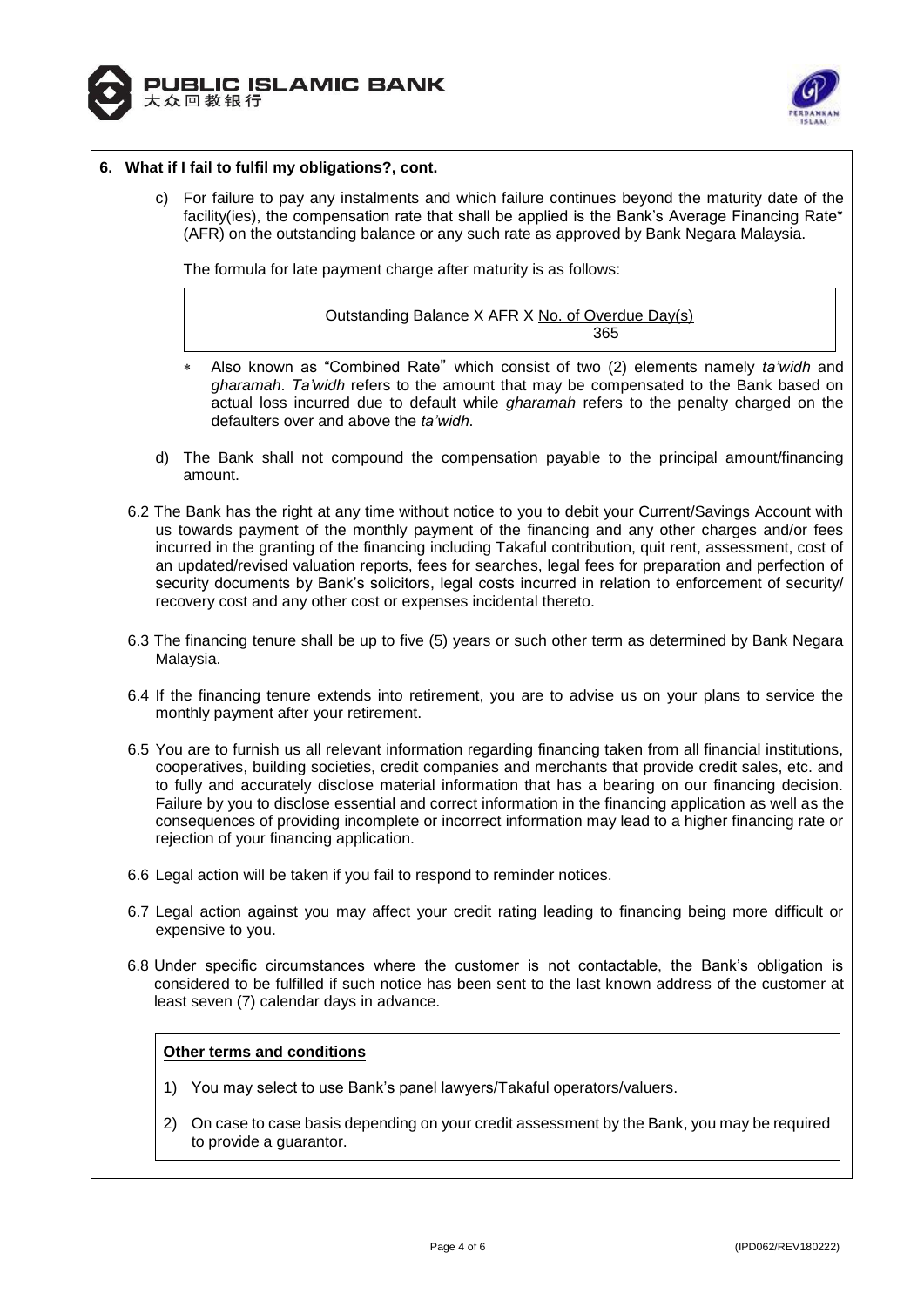**6. What if I fail to fulfil my obligations?, cont.**

c) For failure to pay any instalments and which failure continues beyond the maturity date of the facility(ies), the compensation rate that shall be applied is the Bank's Average Financing Rate* (AFR) on the outstanding balance or any such rate as approved by Bank Negara Malaysia.

The formula for late payment charge after maturity is as follows:

$$\text{Outstanding Balance} \times \text{AFR} \times \frac{\text{No. of Overdue Day(s)}}{365}$$

* Also known as "Combined Rate" which consist of two (2) elements namely *ta'widh* and *gharamah*. *Ta'widh* refers to the amount that may be compensated to the Bank based on actual loss incurred due to default while *gharamah* refers to the penalty charged on the defaulters over and above the *ta'widh*.

d) The Bank shall not compound the compensation payable to the principal amount/financing amount.

6.2 The Bank has the right at any time without notice to you to debit your Current/Savings Account with us towards payment of the monthly payment of the financing and any other charges and/or fees incurred in the granting of the financing including Takaful contribution, quit rent, assessment, cost of an updated/revised valuation reports, fees for searches, legal fees for preparation and perfection of security documents by Bank's solicitors, legal costs incurred in relation to enforcement of security/ recovery cost and any other cost or expenses incidental thereto.

6.3 The financing tenure shall be up to five (5) years or such other term as determined by Bank Negara Malaysia.

6.4 If the financing tenure extends into retirement, you are to advise us on your plans to service the monthly payment after your retirement.

6.5 You are to furnish us all relevant information regarding financing taken from all financial institutions, cooperatives, building societies, credit companies and merchants that provide credit sales, etc. and to fully and accurately disclose material information that has a bearing on our financing decision. Failure by you to disclose essential and correct information in the financing application as well as the consequences of providing incomplete or incorrect information may lead to a higher financing rate or rejection of your financing application.

6.6 Legal action will be taken if you fail to respond to reminder notices.

6.7 Legal action against you may affect your credit rating leading to financing being more difficult or expensive to you.

6.8 Under specific circumstances where the customer is not contactable, the Bank's obligation is considered to be fulfilled if such notice has been sent to the last known address of the customer at least seven (7) calendar days in advance.

**Other terms and conditions**

1) You may select to use Bank's panel lawyers/Takaful operators/valuers.
2) On case to case basis depending on your credit assessment by the Bank, you may be required to provide a guarantor.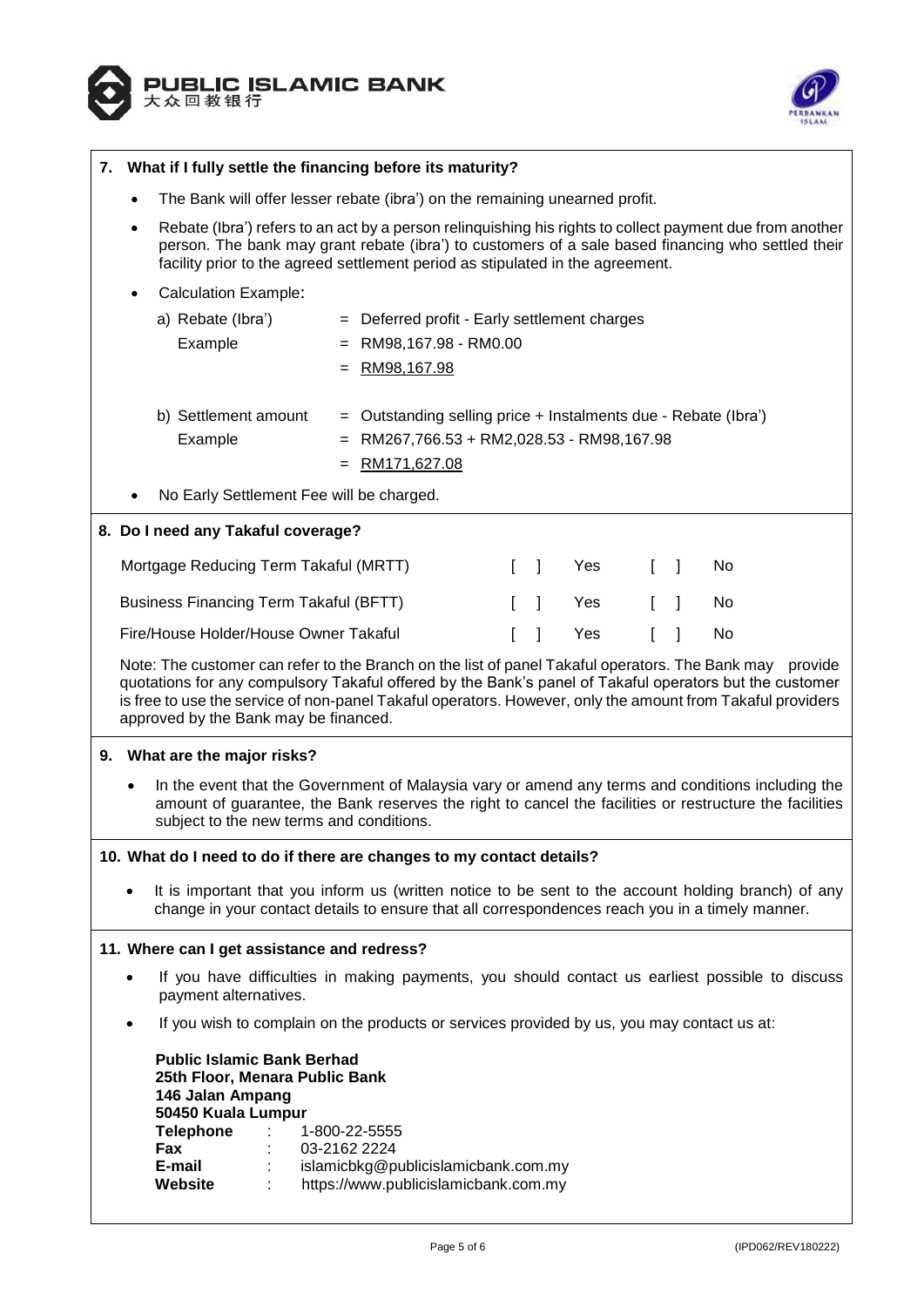## 7. What if I fully settle the financing before its maturity?

- The Bank will offer lesser rebate (ibra') on the remaining unearned profit.
- Rebate (Ibra') refers to an act by a person relinquishing his rights to collect payment due from another person. The bank may grant rebate (ibra') to customers of a sale based financing who settled their facility prior to the agreed settlement period as stipulated in the agreement.
- Calculation Example:

a) Rebate (Ibra') = Deferred profit - Early settlement charges
Example = RM98,167.98 - RM0.00
= RM98,167.98

b) Settlement amount = Outstanding selling price + Instalments due - Rebate (Ibra')
Example = RM267,766.53 + RM2,028.53 - RM98,167.98
= RM171,627.08

- No Early Settlement Fee will be charged.

## 8. Do I need any Takaful coverage?

| | | |
|---|---|---|
| Mortgage Reducing Term Takaful (MRTT) | [ ] Yes | [ ] No |
| Business Financing Term Takaful (BFTT) | [ ] Yes | [ ] No |
| Fire/House Holder/House Owner Takaful | [ ] Yes | [ ] No |

Note: The customer can refer to the Branch on the list of panel Takaful operators. The Bank may provide quotations for any compulsory Takaful offered by the Bank's panel of Takaful operators but the customer is free to use the service of non-panel Takaful operators. However, only the amount from Takaful providers approved by the Bank may be financed.

## 9. What are the major risks?

- In the event that the Government of Malaysia vary or amend any terms and conditions including the amount of guarantee, the Bank reserves the right to cancel the facilities or restructure the facilities subject to the new terms and conditions.

## 10. What do I need to do if there are changes to my contact details?

- It is important that you inform us (written notice to be sent to the account holding branch) of any change in your contact details to ensure that all correspondences reach you in a timely manner.

## 11. Where can I get assistance and redress?

- If you have difficulties in making payments, you should contact us earliest possible to discuss payment alternatives.
- If you wish to complain on the products or services provided by us, you may contact us at:

**Public Islamic Bank Berhad**
**25th Floor, Menara Public Bank**
**146 Jalan Ampang**
**50450 Kuala Lumpur**
**Telephone** : 1-800-22-5555
**Fax** : 03-2162 2224
**E-mail** : islamicbkg@publicislamicbank.com.my
**Website** : https://www.publicislamicbank.com.my

(IPD062/REV180222)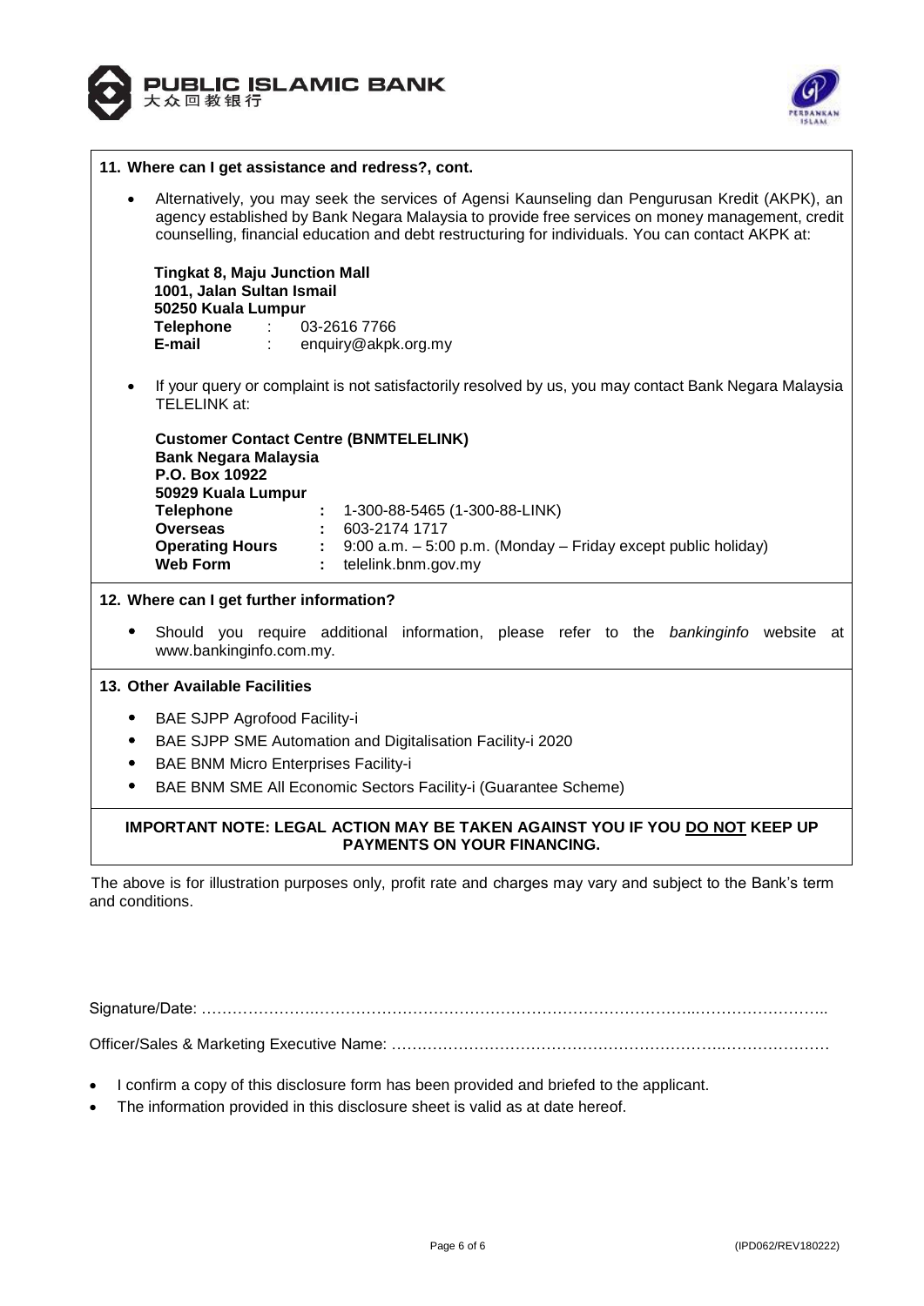## 11. Where can I get assistance and redress?, cont.

- Alternatively, you may seek the services of Agensi Kaunseling dan Pengurusan Kredit (AKPK), an agency established by Bank Negara Malaysia to provide free services on money management, credit counselling, financial education and debt restructuring for individuals. You can contact AKPK at:

  **Tingkat 8, Maju Junction Mall**
  **1001, Jalan Sultan Ismail**
  **50250 Kuala Lumpur**
  **Telephone** : 03-2616 7766
  **E-mail** : enquiry@akpk.org.my

- If your query or complaint is not satisfactorily resolved by us, you may contact Bank Negara Malaysia TELELINK at:

  **Customer Contact Centre (BNMTELELINK)**
  **Bank Negara Malaysia**
  **P.O. Box 10922**
  **50929 Kuala Lumpur**
  **Telephone** : 1-300-88-5465 (1-300-88-LINK)
  **Overseas** : 603-2174 1717
  **Operating Hours** : 9:00 a.m. – 5:00 p.m. (Monday – Friday except public holiday)
  **Web Form** : telelink.bnm.gov.my

## 12. Where can I get further information?

- Should you require additional information, please refer to the *bankinginfo* website at www.bankinginfo.com.my.

## 13. Other Available Facilities

- BAE SJPP Agrofood Facility-i
- BAE SJPP SME Automation and Digitalisation Facility-i 2020
- BAE BNM Micro Enterprises Facility-i
- BAE BNM SME All Economic Sectors Facility-i (Guarantee Scheme)

**IMPORTANT NOTE: LEGAL ACTION MAY BE TAKEN AGAINST YOU IF YOU <u>DO NOT</u> KEEP UP PAYMENTS ON YOUR FINANCING.**

The above is for illustration purposes only, profit rate and charges may vary and subject to the Bank's term and conditions.

Signature/Date: ……………………………………………………………………………………………………………

Officer/Sales & Marketing Executive Name: ………………………………………………………………………………

- I confirm a copy of this disclosure form has been provided and briefed to the applicant.
- The information provided in this disclosure sheet is valid as at date hereof.

(IPD062/REV180222)